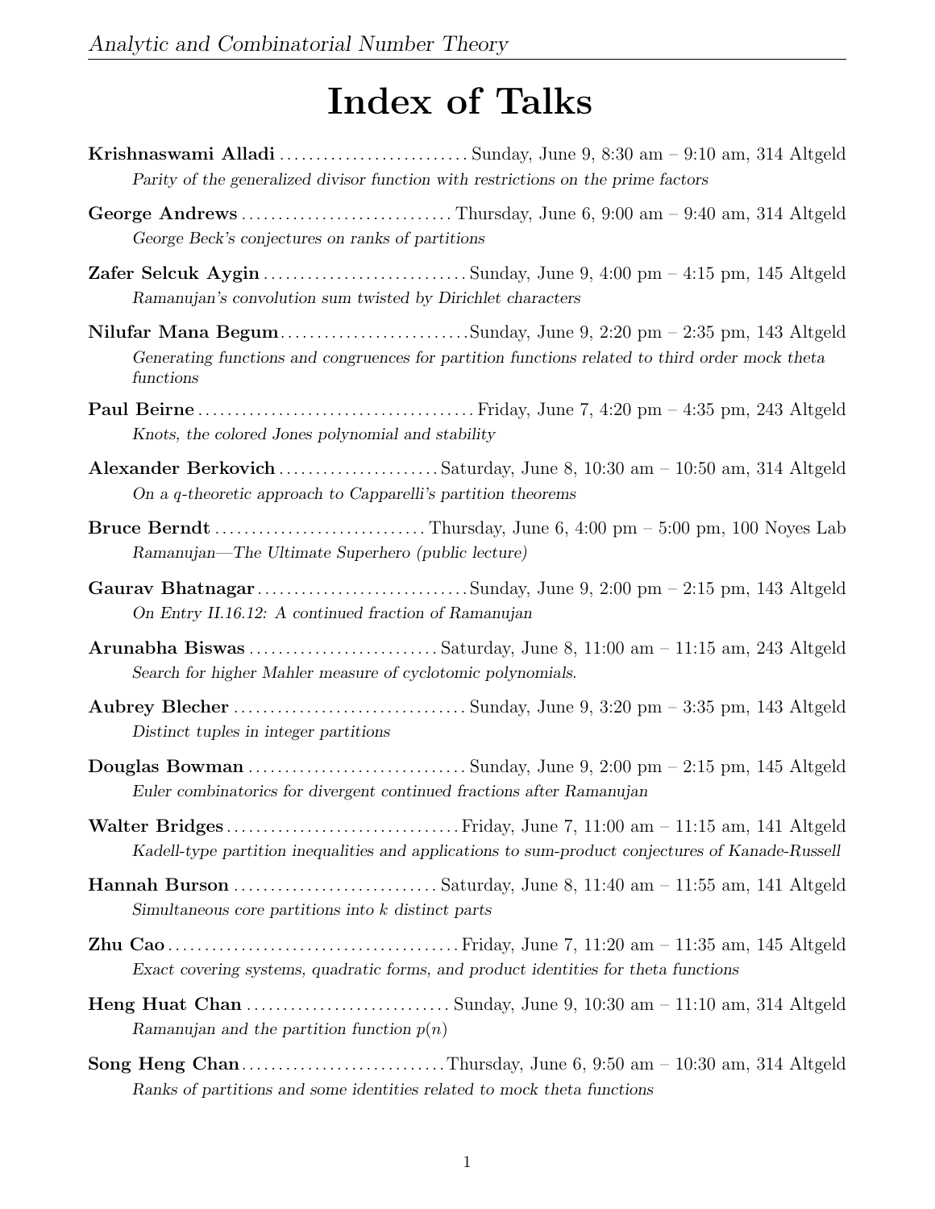# Index of Talks

**Krishnaswami Alladi** .......................... Sunday, June 9, 8:30 am – 9:10 am, 314 Altgeld
*Parity of the generalized divisor function with restrictions on the prime factors*

**George Andrews** ............................ Thursday, June 6, 9:00 am – 9:40 am, 314 Altgeld
*George Beck's conjectures on ranks of partitions*

**Zafer Selcuk Aygin** ........................... Sunday, June 9, 4:00 pm – 4:15 pm, 145 Altgeld
*Ramanujan's convolution sum twisted by Dirichlet characters*

**Nilufar Mana Begum** .......................... Sunday, June 9, 2:20 pm – 2:35 pm, 143 Altgeld
*Generating functions and congruences for partition functions related to third order mock theta functions*

**Paul Beirne** ..................................... Friday, June 7, 4:20 pm – 4:35 pm, 243 Altgeld
*Knots, the colored Jones polynomial and stability*

**Alexander Berkovich** ...................... Saturday, June 8, 10:30 am – 10:50 am, 314 Altgeld
*On a q-theoretic approach to Capparelli's partition theorems*

**Bruce Berndt** ............................ Thursday, June 6, 4:00 pm – 5:00 pm, 100 Noyes Lab
*Ramanujan—The Ultimate Superhero (public lecture)*

**Gaurav Bhatnagar** ............................ Sunday, June 9, 2:00 pm – 2:15 pm, 143 Altgeld
*On Entry II.16.12: A continued fraction of Ramanujan*

**Arunabha Biswas** .......................... Saturday, June 8, 11:00 am – 11:15 am, 243 Altgeld
*Search for higher Mahler measure of cyclotomic polynomials.*

**Aubrey Blecher** ................................ Sunday, June 9, 3:20 pm – 3:35 pm, 143 Altgeld
*Distinct tuples in integer partitions*

**Douglas Bowman** .............................. Sunday, June 9, 2:00 pm – 2:15 pm, 145 Altgeld
*Euler combinatorics for divergent continued fractions after Ramanujan*

**Walter Bridges** ................................ Friday, June 7, 11:00 am – 11:15 am, 141 Altgeld
*Kadell-type partition inequalities and applications to sum-product conjectures of Kanade-Russell*

**Hannah Burson** ........................... Saturday, June 8, 11:40 am – 11:55 am, 141 Altgeld
*Simultaneous core partitions into $k$ distinct parts*

**Zhu Cao** ....................................... Friday, June 7, 11:20 am – 11:35 am, 145 Altgeld
*Exact covering systems, quadratic forms, and product identities for theta functions*

**Heng Huat Chan** ........................... Sunday, June 9, 10:30 am – 11:10 am, 314 Altgeld
*Ramanujan and the partition function $p(n)$*

**Song Heng Chan** ........................... Thursday, June 6, 9:50 am – 10:30 am, 314 Altgeld
*Ranks of partitions and some identities related to mock theta functions*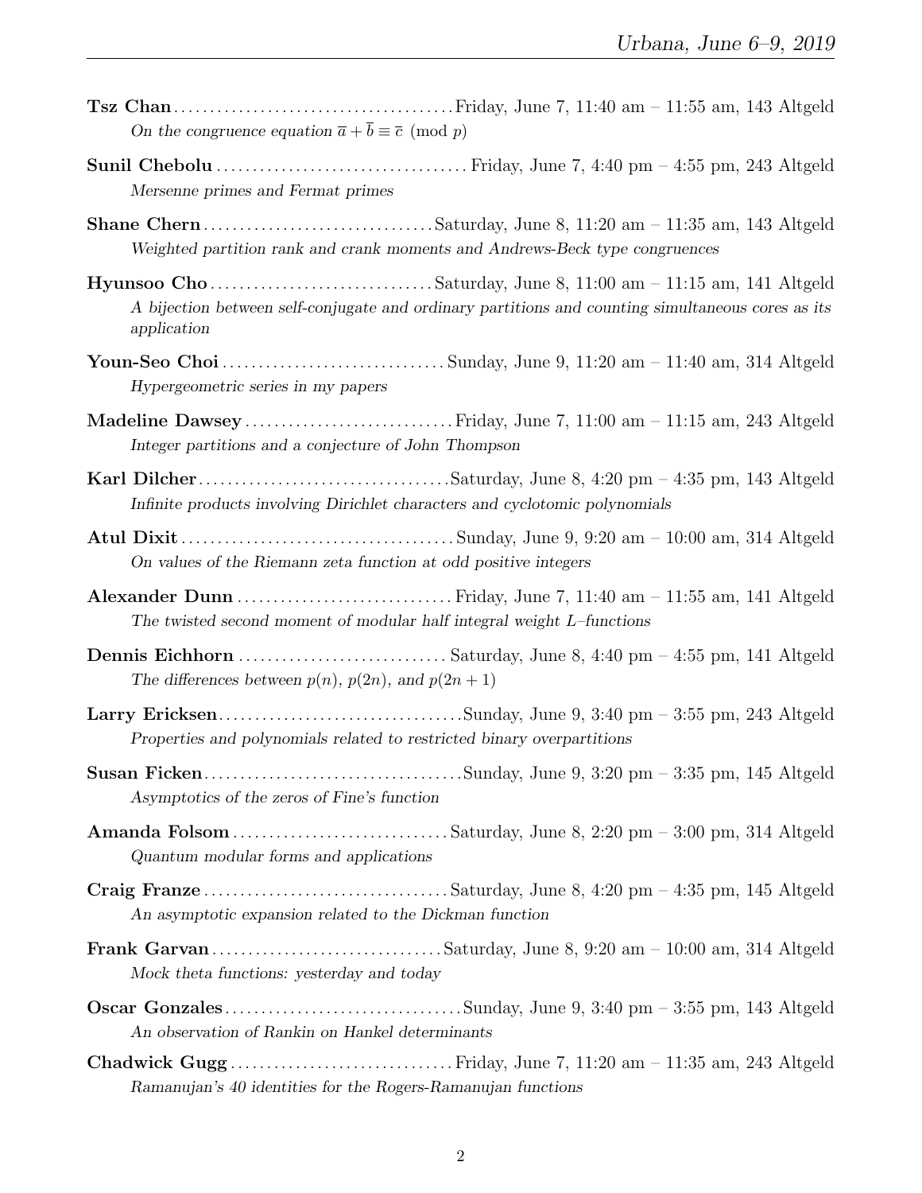**Tsz Chan** . . . . . . . . . . Friday, June 7, 11:40 am – 11:55 am, 143 Altgeld
*On the congruence equation $\overline{a} + \overline{b} \equiv \overline{c} \pmod{p}$*

**Sunil Chebolu** . . . . . . . . . . Friday, June 7, 4:40 pm – 4:55 pm, 243 Altgeld
*Mersenne primes and Fermat primes*

**Shane Chern** . . . . . . . . . . Saturday, June 8, 11:20 am – 11:35 am, 143 Altgeld
*Weighted partition rank and crank moments and Andrews-Beck type congruences*

**Hyunsoo Cho** . . . . . . . . . . Saturday, June 8, 11:00 am – 11:15 am, 141 Altgeld
*A bijection between self-conjugate and ordinary partitions and counting simultaneous cores as its application*

**Youn-Seo Choi** . . . . . . . . . . Sunday, June 9, 11:20 am – 11:40 am, 314 Altgeld
*Hypergeometric series in my papers*

**Madeline Dawsey** . . . . . . . . . . Friday, June 7, 11:00 am – 11:15 am, 243 Altgeld
*Integer partitions and a conjecture of John Thompson*

**Karl Dilcher** . . . . . . . . . . Saturday, June 8, 4:20 pm – 4:35 pm, 143 Altgeld
*Infinite products involving Dirichlet characters and cyclotomic polynomials*

**Atul Dixit** . . . . . . . . . . Sunday, June 9, 9:20 am – 10:00 am, 314 Altgeld
*On values of the Riemann zeta function at odd positive integers*

**Alexander Dunn** . . . . . . . . . . Friday, June 7, 11:40 am – 11:55 am, 141 Altgeld
*The twisted second moment of modular half integral weight L–functions*

**Dennis Eichhorn** . . . . . . . . . . Saturday, June 8, 4:40 pm – 4:55 pm, 141 Altgeld
*The differences between $p(n)$, $p(2n)$, and $p(2n+1)$*

**Larry Ericksen** . . . . . . . . . . Sunday, June 9, 3:40 pm – 3:55 pm, 243 Altgeld
*Properties and polynomials related to restricted binary overpartitions*

**Susan Ficken** . . . . . . . . . . Sunday, June 9, 3:20 pm – 3:35 pm, 145 Altgeld
*Asymptotics of the zeros of Fine's function*

**Amanda Folsom** . . . . . . . . . . Saturday, June 8, 2:20 pm – 3:00 pm, 314 Altgeld
*Quantum modular forms and applications*

**Craig Franze** . . . . . . . . . . Saturday, June 8, 4:20 pm – 4:35 pm, 145 Altgeld
*An asymptotic expansion related to the Dickman function*

**Frank Garvan** . . . . . . . . . . Saturday, June 8, 9:20 am – 10:00 am, 314 Altgeld
*Mock theta functions: yesterday and today*

**Oscar Gonzales** . . . . . . . . . . Sunday, June 9, 3:40 pm – 3:55 pm, 143 Altgeld
*An observation of Rankin on Hankel determinants*

**Chadwick Gugg** . . . . . . . . . . Friday, June 7, 11:20 am – 11:35 am, 243 Altgeld
*Ramanujan's 40 identities for the Rogers-Ramanujan functions*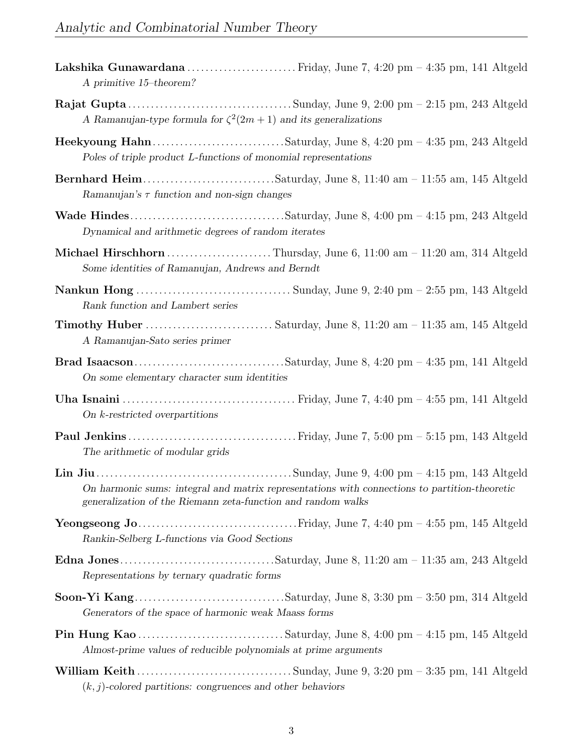**Lakshika Gunawardana** ........................ Friday, June 7, 4:20 pm – 4:35 pm, 141 Altgeld
*A primitive 15–theorem?*

**Rajat Gupta** .................................... Sunday, June 9, 2:00 pm – 2:15 pm, 243 Altgeld
*A Ramanujan-type formula for* $\zeta^2(2m+1)$ *and its generalizations*

**Heekyoung Hahn** ............................. Saturday, June 8, 4:20 pm – 4:35 pm, 243 Altgeld
*Poles of triple product L-functions of monomial representations*

**Bernhard Heim** ............................. Saturday, June 8, 11:40 am – 11:55 am, 145 Altgeld
*Ramanujan's* $\tau$ *function and non-sign changes*

**Wade Hindes** .................................. Saturday, June 8, 4:00 pm – 4:15 pm, 243 Altgeld
*Dynamical and arithmetic degrees of random iterates*

**Michael Hirschhorn** ....................... Thursday, June 6, 11:00 am – 11:20 am, 314 Altgeld
*Some identities of Ramanujan, Andrews and Berndt*

**Nankun Hong** .................................. Sunday, June 9, 2:40 pm – 2:55 pm, 143 Altgeld
*Rank function and Lambert series*

**Timothy Huber** ............................ Saturday, June 8, 11:20 am – 11:35 am, 145 Altgeld
*A Ramanujan-Sato series primer*

**Brad Isaacson** ................................. Saturday, June 8, 4:20 pm – 4:35 pm, 141 Altgeld
*On some elementary character sum identities*

**Uha Isnaini** ...................................... Friday, June 7, 4:40 pm – 4:55 pm, 141 Altgeld
*On k-restricted overpartitions*

**Paul Jenkins** ..................................... Friday, June 7, 5:00 pm – 5:15 pm, 143 Altgeld
*The arithmetic of modular grids*

**Lin Jiu** ........................................... Sunday, June 9, 4:00 pm – 4:15 pm, 143 Altgeld
*On harmonic sums: integral and matrix representations with connections to partition-theoretic generalization of the Riemann zeta-function and random walks*

**Yeongseong Jo** ................................... Friday, June 7, 4:40 pm – 4:55 pm, 145 Altgeld
*Rankin-Selberg L-functions via Good Sections*

**Edna Jones** .................................. Saturday, June 8, 11:20 am – 11:35 am, 243 Altgeld
*Representations by ternary quadratic forms*

**Soon-Yi Kang** ................................. Saturday, June 8, 3:30 pm – 3:50 pm, 314 Altgeld
*Generators of the space of harmonic weak Maass forms*

**Pin Hung Kao** ................................ Saturday, June 8, 4:00 pm – 4:15 pm, 145 Altgeld
*Almost-prime values of reducible polynomials at prime arguments*

**William Keith** .................................. Sunday, June 9, 3:20 pm – 3:35 pm, 141 Altgeld
$(k, j)$*-colored partitions: congruences and other behaviors*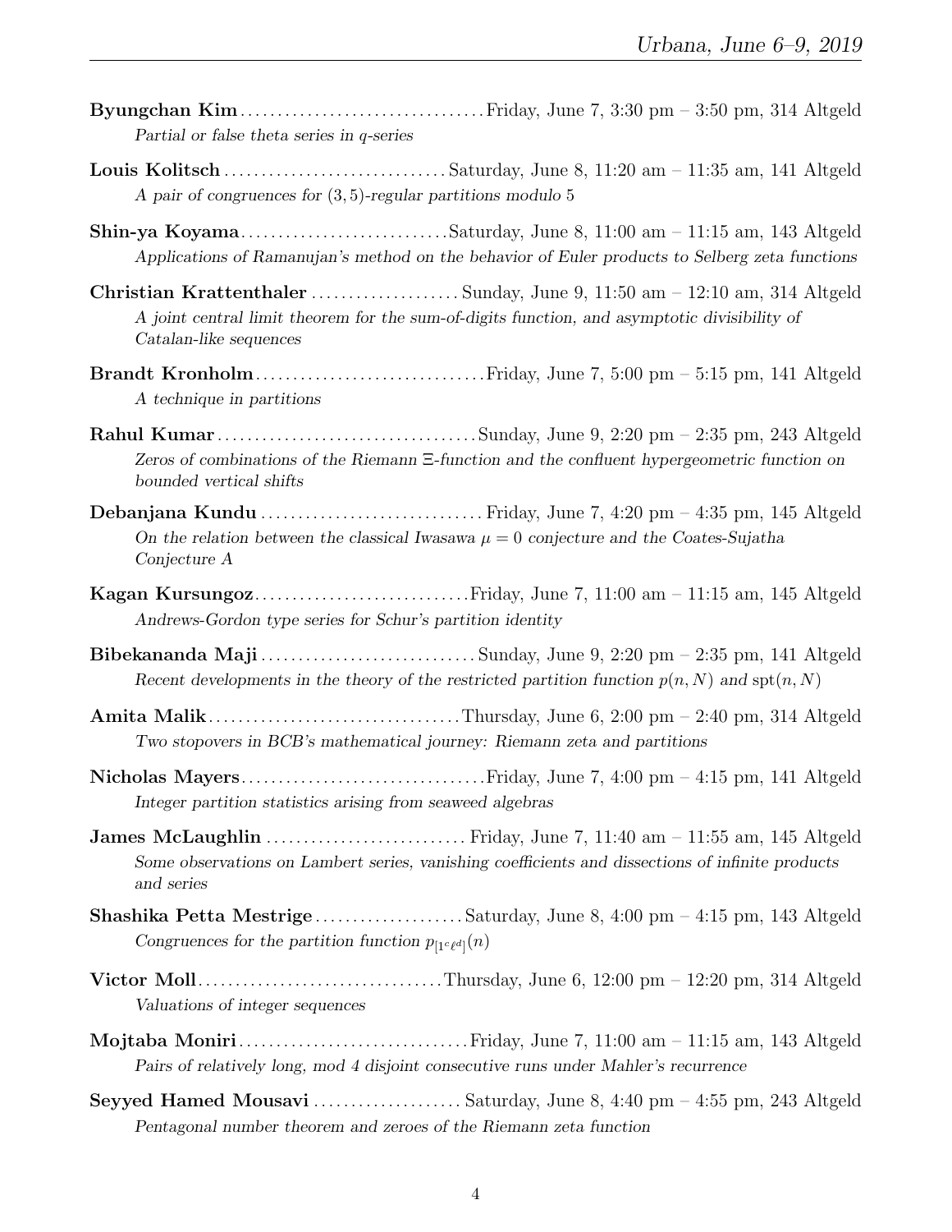**Byungchan Kim** ................................ Friday, June 7, 3:30 pm – 3:50 pm, 314 Altgeld

*Partial or false theta series in q-series*

**Louis Kolitsch** .............................. Saturday, June 8, 11:20 am – 11:35 am, 141 Altgeld

*A pair of congruences for $(3, 5)$-regular partitions modulo 5*

**Shin-ya Koyama** ............................ Saturday, June 8, 11:00 am – 11:15 am, 143 Altgeld

*Applications of Ramanujan's method on the behavior of Euler products to Selberg zeta functions*

**Christian Krattenthaler** .................... Sunday, June 9, 11:50 am – 12:10 am, 314 Altgeld

*A joint central limit theorem for the sum-of-digits function, and asymptotic divisibility of Catalan-like sequences*

**Brandt Kronholm** ............................... Friday, June 7, 5:00 pm – 5:15 pm, 141 Altgeld

*A technique in partitions*

**Rahul Kumar** .................................. Sunday, June 9, 2:20 pm – 2:35 pm, 243 Altgeld

*Zeros of combinations of the Riemann $\Xi$-function and the confluent hypergeometric function on bounded vertical shifts*

**Debanjana Kundu** .............................. Friday, June 7, 4:20 pm – 4:35 pm, 145 Altgeld

*On the relation between the classical Iwasawa $\mu = 0$ conjecture and the Coates-Sujatha Conjecture A*

**Kagan Kursungoz** ............................. Friday, June 7, 11:00 am – 11:15 am, 145 Altgeld

*Andrews-Gordon type series for Schur's partition identity*

**Bibekananda Maji** ............................. Sunday, June 9, 2:20 pm – 2:35 pm, 141 Altgeld

*Recent developments in the theory of the restricted partition function $p(n, N)$ and $\mathrm{spt}(n, N)$*

**Amita Malik** .................................. Thursday, June 6, 2:00 pm – 2:40 pm, 314 Altgeld

*Two stopovers in BCB's mathematical journey: Riemann zeta and partitions*

**Nicholas Mayers** ................................ Friday, June 7, 4:00 pm – 4:15 pm, 141 Altgeld

*Integer partition statistics arising from seaweed algebras*

**James McLaughlin** ........................... Friday, June 7, 11:40 am – 11:55 am, 145 Altgeld

*Some observations on Lambert series, vanishing coefficients and dissections of infinite products and series*

**Shashika Petta Mestrige** .................... Saturday, June 8, 4:00 pm – 4:15 pm, 143 Altgeld

*Congruences for the partition function $p_{[1^c\ell^d]}(n)$*

**Victor Moll** ................................ Thursday, June 6, 12:00 pm – 12:20 pm, 314 Altgeld

*Valuations of integer sequences*

**Mojtaba Moniri** ............................... Friday, June 7, 11:00 am – 11:15 am, 143 Altgeld

*Pairs of relatively long, mod 4 disjoint consecutive runs under Mahler's recurrence*

**Seyyed Hamed Mousavi** .................... Saturday, June 8, 4:40 pm – 4:55 pm, 243 Altgeld

*Pentagonal number theorem and zeroes of the Riemann zeta function*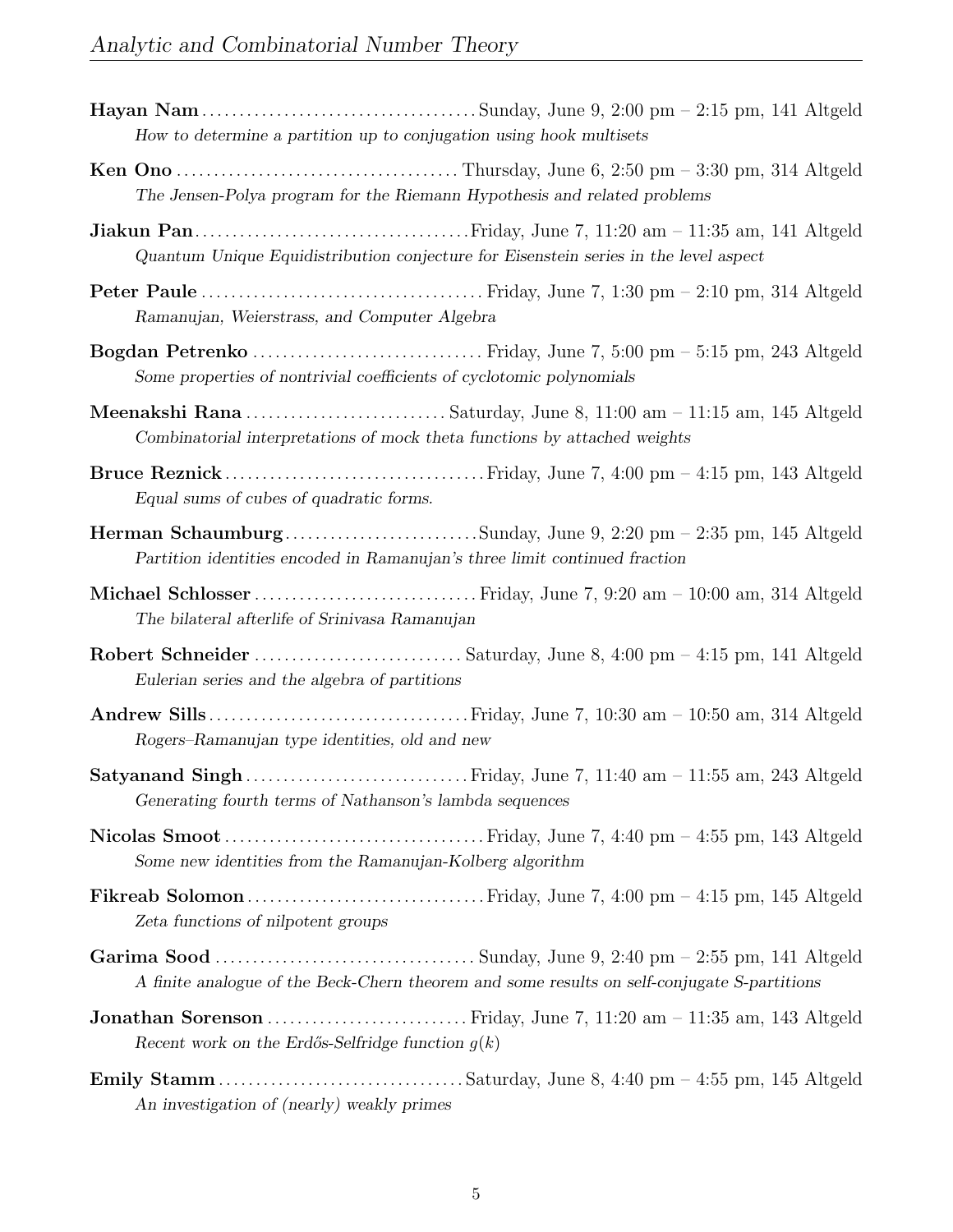**Hayan Nam** . . . . . . . . . . . . . . . . . . . . . . . . . . . . . . . . . . . . Sunday, June 9, 2:00 pm – 2:15 pm, 141 Altgeld
*How to determine a partition up to conjugation using hook multisets*

**Ken Ono** . . . . . . . . . . . . . . . . . . . . . . . . . . . . . . . . . . . . . Thursday, June 6, 2:50 pm – 3:30 pm, 314 Altgeld
*The Jensen-Polya program for the Riemann Hypothesis and related problems*

**Jiakun Pan** . . . . . . . . . . . . . . . . . . . . . . . . . . . . . . . . . . . . Friday, June 7, 11:20 am – 11:35 am, 141 Altgeld
*Quantum Unique Equidistribution conjecture for Eisenstein series in the level aspect*

**Peter Paule** . . . . . . . . . . . . . . . . . . . . . . . . . . . . . . . . . . . . . Friday, June 7, 1:30 pm – 2:10 pm, 314 Altgeld
*Ramanujan, Weierstrass, and Computer Algebra*

**Bogdan Petrenko** . . . . . . . . . . . . . . . . . . . . . . . . . . . . . . Friday, June 7, 5:00 pm – 5:15 pm, 243 Altgeld
*Some properties of nontrivial coefficients of cyclotomic polynomials*

**Meenakshi Rana** . . . . . . . . . . . . . . . . . . . . . . . . . . Saturday, June 8, 11:00 am – 11:15 am, 145 Altgeld
*Combinatorial interpretations of mock theta functions by attached weights*

**Bruce Reznick** . . . . . . . . . . . . . . . . . . . . . . . . . . . . . . . . . . Friday, June 7, 4:00 pm – 4:15 pm, 143 Altgeld
*Equal sums of cubes of quadratic forms.*

**Herman Schaumburg** . . . . . . . . . . . . . . . . . . . . . . . . . Sunday, June 9, 2:20 pm – 2:35 pm, 145 Altgeld
*Partition identities encoded in Ramanujan's three limit continued fraction*

**Michael Schlosser** . . . . . . . . . . . . . . . . . . . . . . . . . . . . . Friday, June 7, 9:20 am – 10:00 am, 314 Altgeld
*The bilateral afterlife of Srinivasa Ramanujan*

**Robert Schneider** . . . . . . . . . . . . . . . . . . . . . . . . . . . . Saturday, June 8, 4:00 pm – 4:15 pm, 141 Altgeld
*Eulerian series and the algebra of partitions*

**Andrew Sills** . . . . . . . . . . . . . . . . . . . . . . . . . . . . . . . . . . . Friday, June 7, 10:30 am – 10:50 am, 314 Altgeld
*Rogers–Ramanujan type identities, old and new*

**Satyanand Singh** . . . . . . . . . . . . . . . . . . . . . . . . . . . . . . Friday, June 7, 11:40 am – 11:55 am, 243 Altgeld
*Generating fourth terms of Nathanson's lambda sequences*

**Nicolas Smoot** . . . . . . . . . . . . . . . . . . . . . . . . . . . . . . . . . . Friday, June 7, 4:40 pm – 4:55 pm, 143 Altgeld
*Some new identities from the Ramanujan-Kolberg algorithm*

**Fikreab Solomon** . . . . . . . . . . . . . . . . . . . . . . . . . . . . . . . . Friday, June 7, 4:00 pm – 4:15 pm, 145 Altgeld
*Zeta functions of nilpotent groups*

**Garima Sood** . . . . . . . . . . . . . . . . . . . . . . . . . . . . . . . . . . . Sunday, June 9, 2:40 pm – 2:55 pm, 141 Altgeld
*A finite analogue of the Beck-Chern theorem and some results on self-conjugate S-partitions*

**Jonathan Sorenson** . . . . . . . . . . . . . . . . . . . . . . . . . . . Friday, June 7, 11:20 am – 11:35 am, 143 Altgeld
*Recent work on the Erdős-Selfridge function $g(k)$*

**Emily Stamm** . . . . . . . . . . . . . . . . . . . . . . . . . . . . . . . . . Saturday, June 8, 4:40 pm – 4:55 pm, 145 Altgeld
*An investigation of (nearly) weakly primes*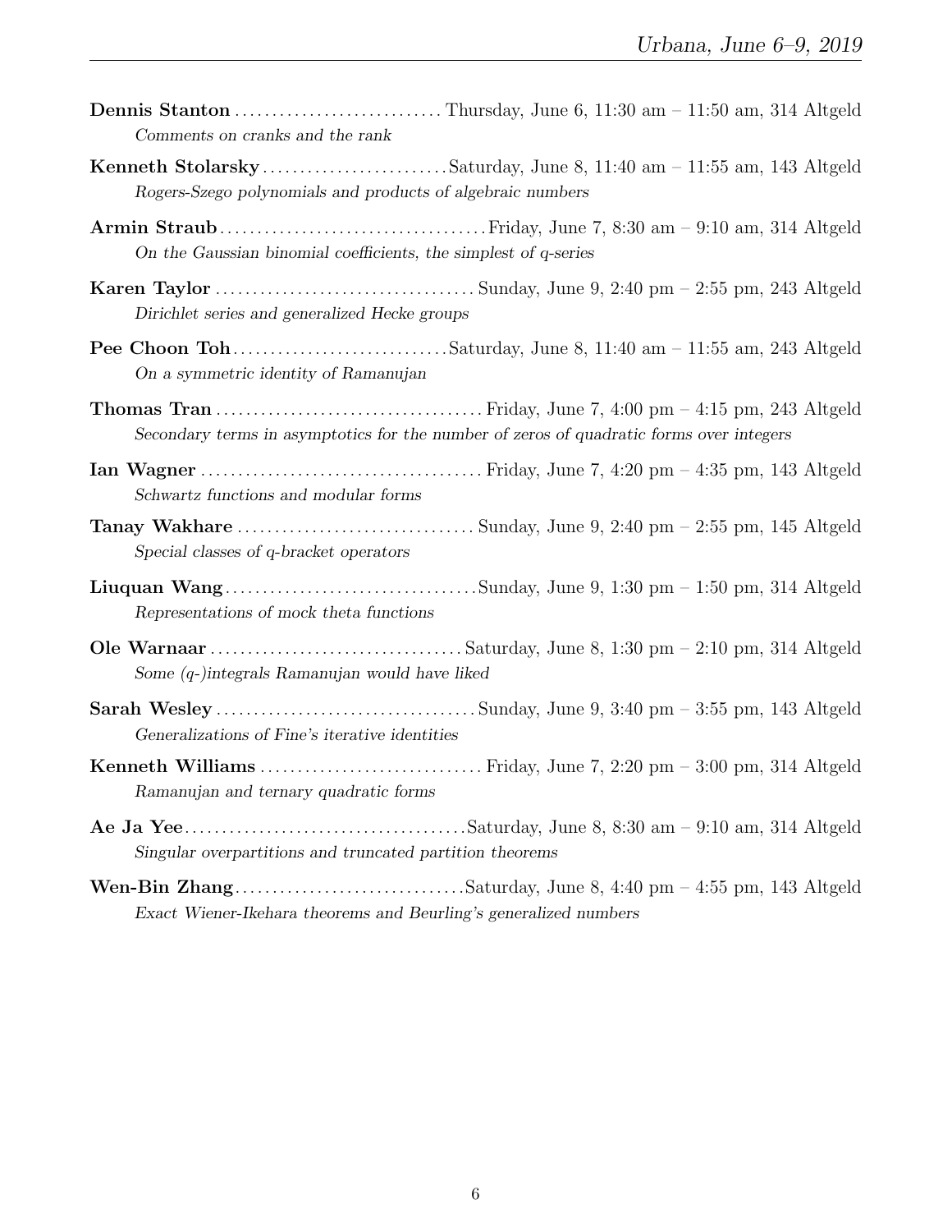**Dennis Stanton** ............................ Thursday, June 6, 11:30 am – 11:50 am, 314 Altgeld
*Comments on cranks and the rank*

**Kenneth Stolarsky** ......................... Saturday, June 8, 11:40 am – 11:55 am, 143 Altgeld
*Rogers-Szego polynomials and products of algebraic numbers*

**Armin Straub** .................................... Friday, June 7, 8:30 am – 9:10 am, 314 Altgeld
*On the Gaussian binomial coefficients, the simplest of q-series*

**Karen Taylor** ................................... Sunday, June 9, 2:40 pm – 2:55 pm, 243 Altgeld
*Dirichlet series and generalized Hecke groups*

**Pee Choon Toh** ............................. Saturday, June 8, 11:40 am – 11:55 am, 243 Altgeld
*On a symmetric identity of Ramanujan*

**Thomas Tran** .................................... Friday, June 7, 4:00 pm – 4:15 pm, 243 Altgeld
*Secondary terms in asymptotics for the number of zeros of quadratic forms over integers*

**Ian Wagner** ...................................... Friday, June 7, 4:20 pm – 4:35 pm, 143 Altgeld
*Schwartz functions and modular forms*

**Tanay Wakhare** ................................ Sunday, June 9, 2:40 pm – 2:55 pm, 145 Altgeld
*Special classes of q-bracket operators*

**Liuquan Wang** .................................. Sunday, June 9, 1:30 pm – 1:50 pm, 314 Altgeld
*Representations of mock theta functions*

**Ole Warnaar** .................................. Saturday, June 8, 1:30 pm – 2:10 pm, 314 Altgeld
*Some (q-)integrals Ramanujan would have liked*

**Sarah Wesley** ................................... Sunday, June 9, 3:40 pm – 3:55 pm, 143 Altgeld
*Generalizations of Fine's iterative identities*

**Kenneth Williams** .............................. Friday, June 7, 2:20 pm – 3:00 pm, 314 Altgeld
*Ramanujan and ternary quadratic forms*

**Ae Ja Yee** ...................................... Saturday, June 8, 8:30 am – 9:10 am, 314 Altgeld
*Singular overpartitions and truncated partition theorems*

**Wen-Bin Zhang** ............................... Saturday, June 8, 4:40 pm – 4:55 pm, 143 Altgeld
*Exact Wiener-Ikehara theorems and Beurling's generalized numbers*